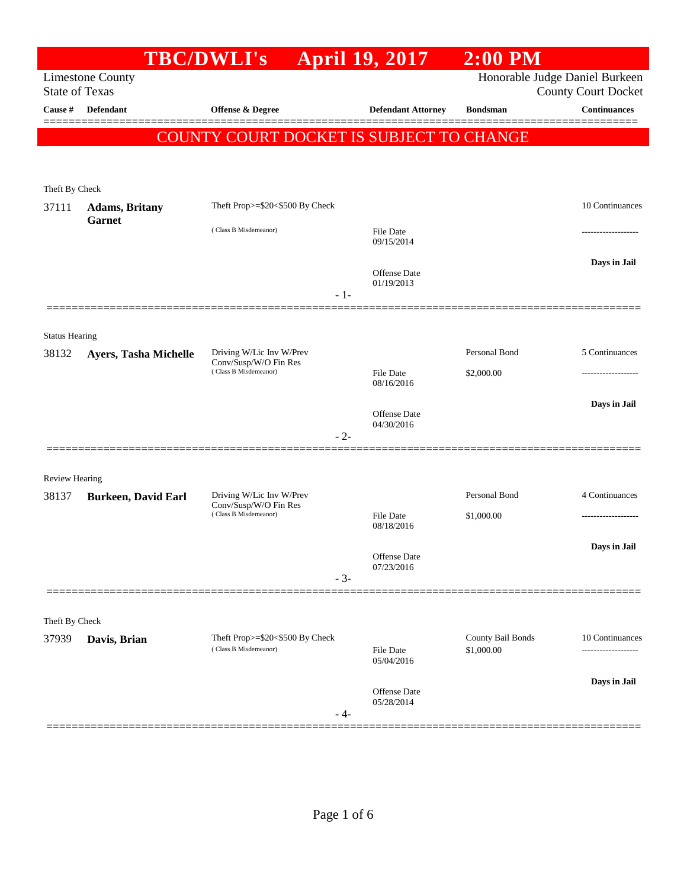# TBC/DWLI's April 19, 2017 2:00 PM

Limestone County
State of Texas

Honorable Judge Daniel Burkeen
County Court Docket

| Cause # | Defendant | Offense & Degree | Defendant Attorney | Bondsman | Continuances |
|---|---|---|---|---|---|

## COUNTY COURT DOCKET IS SUBJECT TO CHANGE

Theft By Check

| Cause # | Defendant | Offense & Degree | Defendant Attorney | Bondsman | Continuances |
|---|---|---|---|---|---|
| 37111 | **Adams, Britany Garnet** | Theft Prop>=$20<$500 By Check (Class B Misdemeanor) | File Date 09/15/2014<br>Offense Date 01/19/2013 | | 10 Continuances<br>-------------------<br>**Days in Jail** |

- 1-

Status Hearing

| Cause # | Defendant | Offense & Degree | Defendant Attorney | Bondsman | Continuances |
|---|---|---|---|---|---|
| 38132 | **Ayers, Tasha Michelle** | Driving W/Lic Inv W/Prev Conv/Susp/W/O Fin Res (Class B Misdemeanor) | File Date 08/16/2016<br>Offense Date 04/30/2016 | Personal Bond<br>$2,000.00 | 5 Continuances<br>-------------------<br>**Days in Jail** |

- 2-

Review Hearing

| Cause # | Defendant | Offense & Degree | Defendant Attorney | Bondsman | Continuances |
|---|---|---|---|---|---|
| 38137 | **Burkeen, David Earl** | Driving W/Lic Inv W/Prev Conv/Susp/W/O Fin Res (Class B Misdemeanor) | File Date 08/18/2016<br>Offense Date 07/23/2016 | Personal Bond<br>$1,000.00 | 4 Continuances<br>-------------------<br>**Days in Jail** |

- 3-

Theft By Check

| Cause # | Defendant | Offense & Degree | Defendant Attorney | Bondsman | Continuances |
|---|---|---|---|---|---|
| 37939 | **Davis, Brian** | Theft Prop>=$20<$500 By Check (Class B Misdemeanor) | File Date 05/04/2016<br>Offense Date 05/28/2014 | County Bail Bonds<br>$1,000.00 | 10 Continuances<br>-------------------<br>**Days in Jail** |

- 4-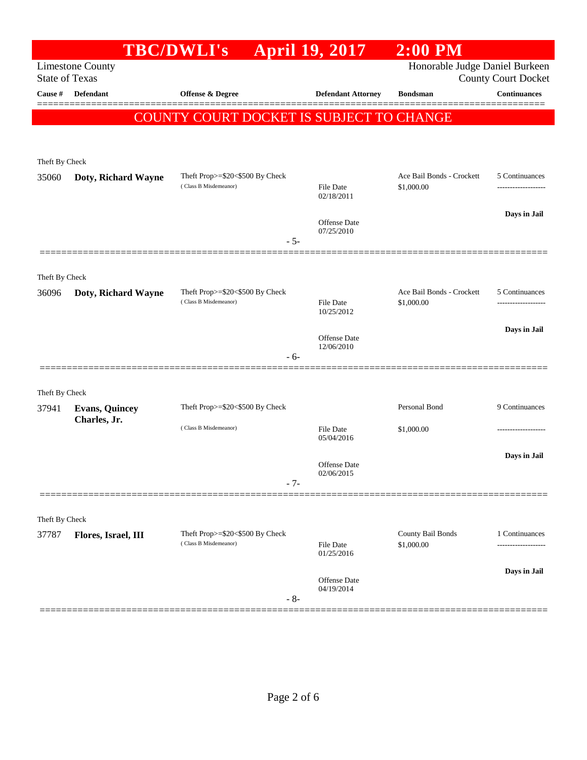# TBC/DWLI's April 19, 2017 2:00 PM

Limestone County
State of Texas

Honorable Judge Daniel Burkeen
County Court Docket

| Cause # | Defendant | Offense & Degree | Defendant Attorney | Bondsman | Continuances |
|---|---|---|---|---|---|

**COUNTY COURT DOCKET IS SUBJECT TO CHANGE**

Theft By Check

| Cause # | Defendant | Offense & Degree | Defendant Attorney | Bondsman | Continuances |
|---|---|---|---|---|---|
| 35060 | **Doty, Richard Wayne** | Theft Prop>=$20<$500 By Check (Class B Misdemeanor) | File Date 02/18/2011<br>Offense Date 07/25/2010 | Ace Bail Bonds - Crockett<br>$1,000.00 | 5 Continuances<br>**Days in Jail** |

- 5-

Theft By Check

| Cause # | Defendant | Offense & Degree | Defendant Attorney | Bondsman | Continuances |
|---|---|---|---|---|---|
| 36096 | **Doty, Richard Wayne** | Theft Prop>=$20<$500 By Check (Class B Misdemeanor) | File Date 10/25/2012<br>Offense Date 12/06/2010 | Ace Bail Bonds - Crockett<br>$1,000.00 | 5 Continuances<br>**Days in Jail** |

- 6-

Theft By Check

| Cause # | Defendant | Offense & Degree | Defendant Attorney | Bondsman | Continuances |
|---|---|---|---|---|---|
| 37941 | **Evans, Quincey Charles, Jr.** | Theft Prop>=$20<$500 By Check (Class B Misdemeanor) | File Date 05/04/2016<br>Offense Date 02/06/2015 | Personal Bond<br>$1,000.00 | 9 Continuances<br>**Days in Jail** |

- 7-

Theft By Check

| Cause # | Defendant | Offense & Degree | Defendant Attorney | Bondsman | Continuances |
|---|---|---|---|---|---|
| 37787 | **Flores, Israel, III** | Theft Prop>=$20<$500 By Check (Class B Misdemeanor) | File Date 01/25/2016<br>Offense Date 04/19/2014 | County Bail Bonds<br>$1,000.00 | 1 Continuances<br>**Days in Jail** |

- 8-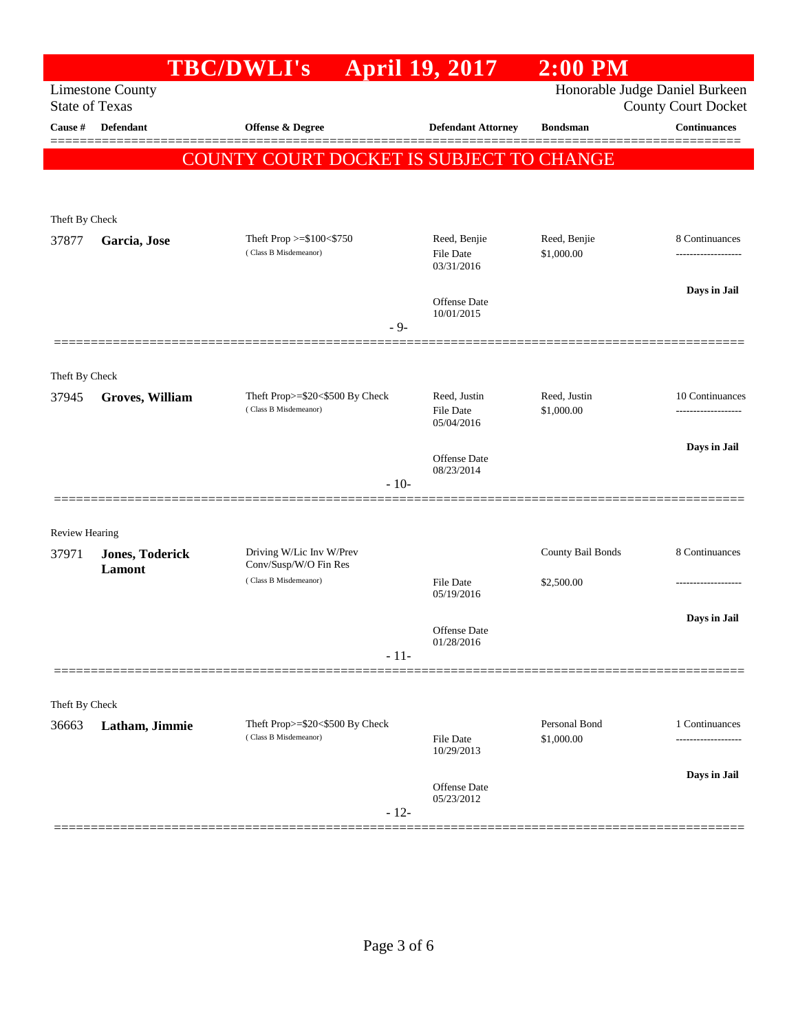# TBC/DWLI's April 19, 2017 2:00 PM

Limestone County
State of Texas

Honorable Judge Daniel Burkeen
County Court Docket

| Cause # | Defendant | Offense & Degree | Defendant Attorney | Bondsman | Continuances |
|---|---|---|---|---|---|

**COUNTY COURT DOCKET IS SUBJECT TO CHANGE**

---

Theft By Check

| Cause # | Defendant | Offense & Degree | Defendant Attorney | Bondsman | Continuances |
|---|---|---|---|---|---|
| 37877 | **Garcia, Jose** | Theft Prop >=$100<$750 (Class B Misdemeanor) | Reed, Benjie<br>File Date 03/31/2016<br>Offense Date 10/01/2015 | Reed, Benjie<br>$1,000.00 | 8 Continuances<br>**Days in Jail** |

- 9-

---

Theft By Check

| Cause # | Defendant | Offense & Degree | Defendant Attorney | Bondsman | Continuances |
|---|---|---|---|---|---|
| 37945 | **Groves, William** | Theft Prop>=$20<$500 By Check (Class B Misdemeanor) | Reed, Justin<br>File Date 05/04/2016<br>Offense Date 08/23/2014 | Reed, Justin<br>$1,000.00 | 10 Continuances<br>**Days in Jail** |

- 10-

---

Review Hearing

| Cause # | Defendant | Offense & Degree | Defendant Attorney | Bondsman | Continuances |
|---|---|---|---|---|---|
| 37971 | **Jones, Toderick Lamont** | Driving W/Lic Inv W/Prev Conv/Susp/W/O Fin Res (Class B Misdemeanor) | File Date 05/19/2016<br>Offense Date 01/28/2016 | County Bail Bonds<br>$2,500.00 | 8 Continuances<br>**Days in Jail** |

- 11-

---

Theft By Check

| Cause # | Defendant | Offense & Degree | Defendant Attorney | Bondsman | Continuances |
|---|---|---|---|---|---|
| 36663 | **Latham, Jimmie** | Theft Prop>=$20<$500 By Check (Class B Misdemeanor) | File Date 10/29/2013<br>Offense Date 05/23/2012 | Personal Bond<br>$1,000.00 | 1 Continuances<br>**Days in Jail** |

- 12-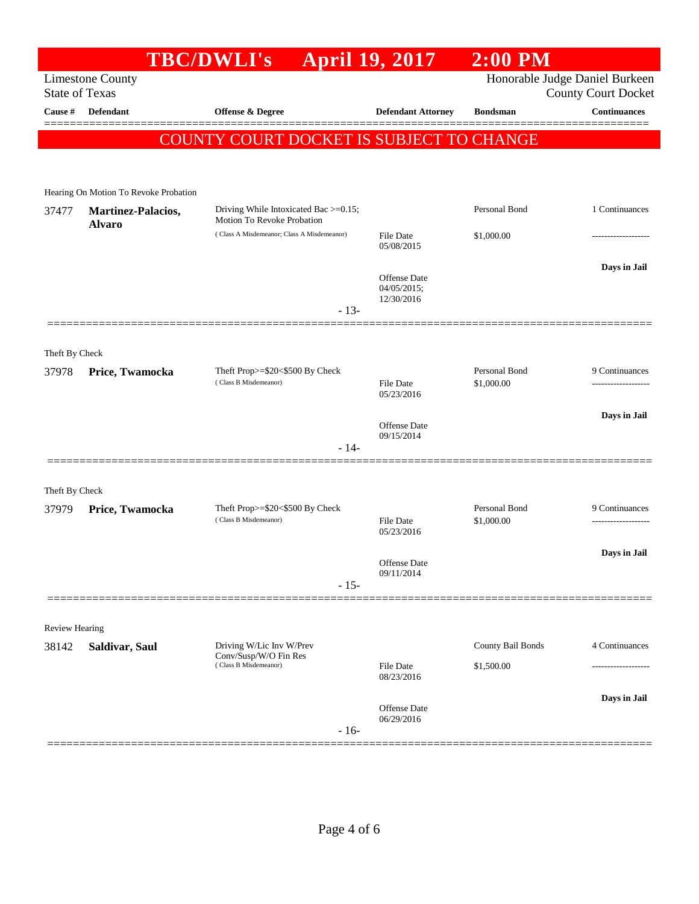# TBC/DWLI's April 19, 2017 2:00 PM

Limestone County
State of Texas

Honorable Judge Daniel Burkeen
County Court Docket

| Cause # | Defendant | Offense & Degree | Defendant Attorney | Bondsman | Continuances |
|---|---|---|---|---|---|

**COUNTY COURT DOCKET IS SUBJECT TO CHANGE**

Hearing On Motion To Revoke Probation

| Cause # | Defendant | Offense & Degree | Defendant Attorney | Bondsman | Continuances |
|---|---|---|---|---|---|
| 37477 | **Martinez-Palacios, Alvaro** | Driving While Intoxicated Bac >=0.15; Motion To Revoke Probation (Class A Misdemeanor; Class A Misdemeanor) | File Date 05/08/2015<br>Offense Date 04/05/2015; 12/30/2016 | Personal Bond<br>$1,000.00 | 1 Continuances<br>-------------------<br>**Days in Jail** |

- 13-

Theft By Check

| Cause # | Defendant | Offense & Degree | Defendant Attorney | Bondsman | Continuances |
|---|---|---|---|---|---|
| 37978 | **Price, Twamocka** | Theft Prop>=$20<$500 By Check (Class B Misdemeanor) | File Date 05/23/2016<br>Offense Date 09/15/2014 | Personal Bond<br>$1,000.00 | 9 Continuances<br>-------------------<br>**Days in Jail** |

- 14-

Theft By Check

| Cause # | Defendant | Offense & Degree | Defendant Attorney | Bondsman | Continuances |
|---|---|---|---|---|---|
| 37979 | **Price, Twamocka** | Theft Prop>=$20<$500 By Check (Class B Misdemeanor) | File Date 05/23/2016<br>Offense Date 09/11/2014 | Personal Bond<br>$1,000.00 | 9 Continuances<br>-------------------<br>**Days in Jail** |

- 15-

Review Hearing

| Cause # | Defendant | Offense & Degree | Defendant Attorney | Bondsman | Continuances |
|---|---|---|---|---|---|
| 38142 | **Saldivar, Saul** | Driving W/Lic Inv W/Prev Conv/Susp/W/O Fin Res (Class B Misdemeanor) | File Date 08/23/2016<br>Offense Date 06/29/2016 | County Bail Bonds<br>$1,500.00 | 4 Continuances<br>-------------------<br>**Days in Jail** |

- 16-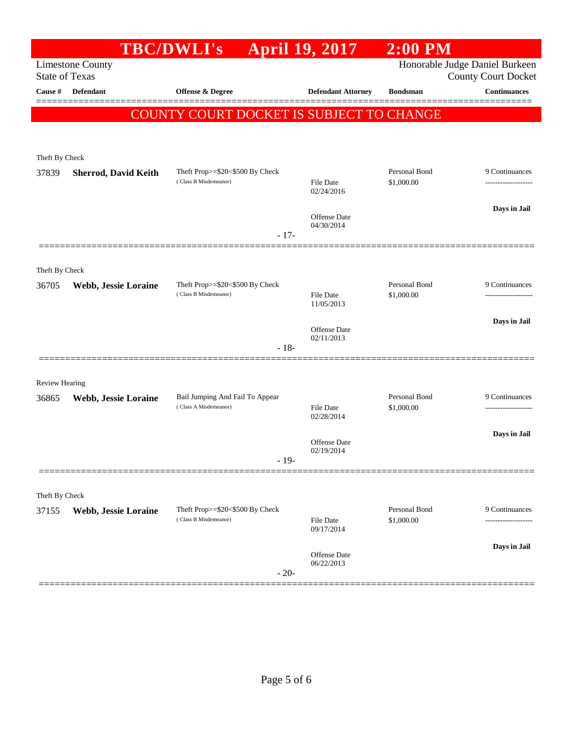# TBC/DWLI's April 19, 2017 2:00 PM

Limestone County
State of Texas

Honorable Judge Daniel Burkeen
County Court Docket

| Cause # | Defendant | Offense & Degree | Defendant Attorney | Bondsman | Continuances |
|---|---|---|---|---|---|

**COUNTY COURT DOCKET IS SUBJECT TO CHANGE**

---

Theft By Check

| Cause # | Defendant | Offense & Degree | Defendant Attorney | Bondsman | Continuances |
|---|---|---|---|---|---|
| 37839 | **Sherrod, David Keith** | Theft Prop>=$20<$500 By Check (Class B Misdemeanor) | File Date 02/24/2016 | Personal Bond $1,000.00 | 9 Continuances |
| | | | Offense Date 04/30/2014 | | **Days in Jail** |

- 17-

---

Theft By Check

| Cause # | Defendant | Offense & Degree | Defendant Attorney | Bondsman | Continuances |
|---|---|---|---|---|---|
| 36705 | **Webb, Jessie Loraine** | Theft Prop>=$20<$500 By Check (Class B Misdemeanor) | File Date 11/05/2013 | Personal Bond $1,000.00 | 9 Continuances |
| | | | Offense Date 02/11/2013 | | **Days in Jail** |

- 18-

---

Review Hearing

| Cause # | Defendant | Offense & Degree | Defendant Attorney | Bondsman | Continuances |
|---|---|---|---|---|---|
| 36865 | **Webb, Jessie Loraine** | Bail Jumping And Fail To Appear (Class A Misdemeanor) | File Date 02/28/2014 | Personal Bond $1,000.00 | 9 Continuances |
| | | | Offense Date 02/19/2014 | | **Days in Jail** |

- 19-

---

Theft By Check

| Cause # | Defendant | Offense & Degree | Defendant Attorney | Bondsman | Continuances |
|---|---|---|---|---|---|
| 37155 | **Webb, Jessie Loraine** | Theft Prop>=$20<$500 By Check (Class B Misdemeanor) | File Date 09/17/2014 | Personal Bond $1,000.00 | 9 Continuances |
| | | | Offense Date 06/22/2013 | | **Days in Jail** |

- 20-

---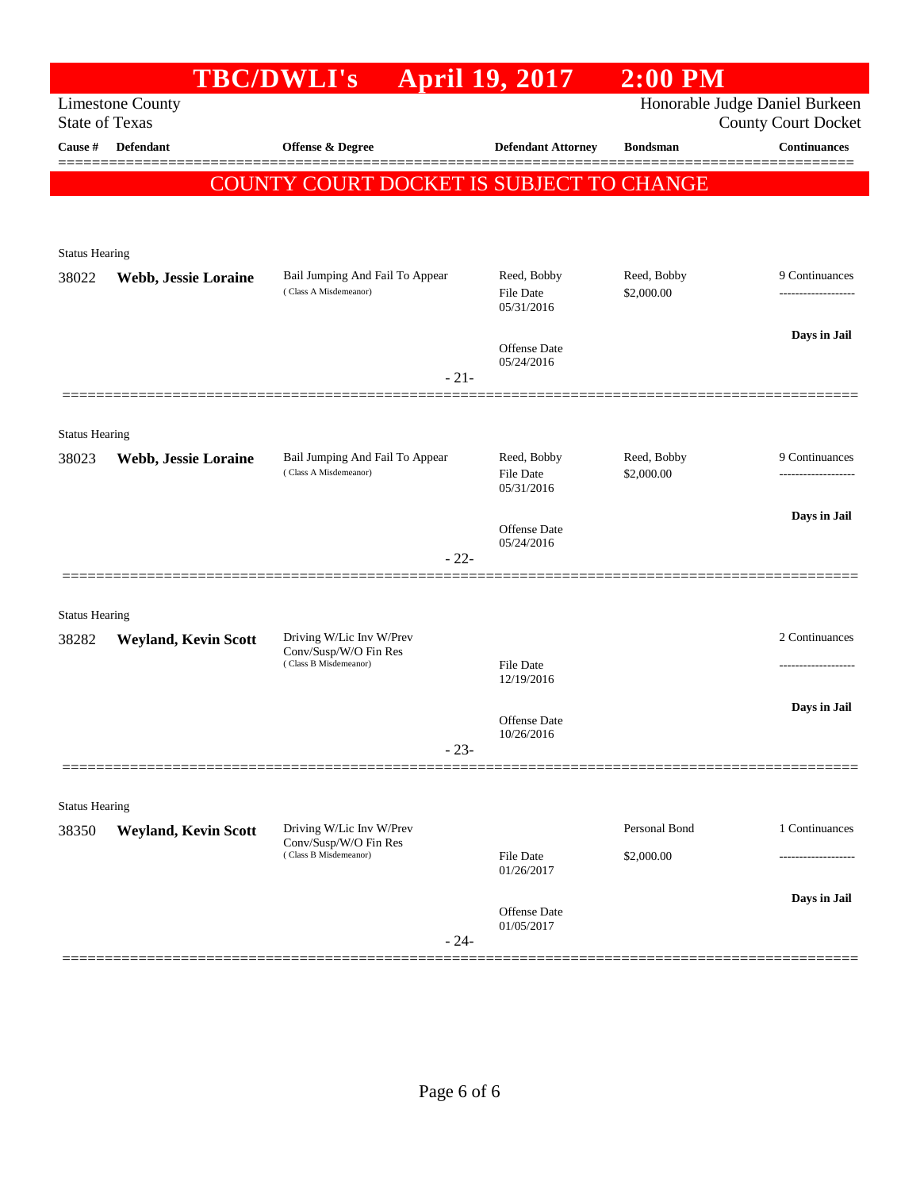# TBC/DWLI's April 19, 2017 2:00 PM

Limestone County
State of Texas

Honorable Judge Daniel Burkeen
County Court Docket

| Cause # | Defendant | Offense & Degree | Defendant Attorney | Bondsman | Continuances |
|---|---|---|---|---|---|

**COUNTY COURT DOCKET IS SUBJECT TO CHANGE**

Status Hearing

| Cause # | Defendant | Offense & Degree | Defendant Attorney | Bondsman | Continuances |
|---|---|---|---|---|---|
| 38022 | **Webb, Jessie Loraine** | Bail Jumping And Fail To Appear (Class A Misdemeanor) | Reed, Bobby<br>File Date 05/31/2016<br>Offense Date 05/24/2016 | Reed, Bobby<br>$2,000.00 | 9 Continuances<br>-------------------<br>**Days in Jail** |

- 21-

Status Hearing

| Cause # | Defendant | Offense & Degree | Defendant Attorney | Bondsman | Continuances |
|---|---|---|---|---|---|
| 38023 | **Webb, Jessie Loraine** | Bail Jumping And Fail To Appear (Class A Misdemeanor) | Reed, Bobby<br>File Date 05/31/2016<br>Offense Date 05/24/2016 | Reed, Bobby<br>$2,000.00 | 9 Continuances<br>-------------------<br>**Days in Jail** |

- 22-

Status Hearing

| Cause # | Defendant | Offense & Degree | Defendant Attorney | Bondsman | Continuances |
|---|---|---|---|---|---|
| 38282 | **Weyland, Kevin Scott** | Driving W/Lic Inv W/Prev Conv/Susp/W/O Fin Res (Class B Misdemeanor) | File Date 12/19/2016<br>Offense Date 10/26/2016 | | 2 Continuances<br>-------------------<br>**Days in Jail** |

- 23-

Status Hearing

| Cause # | Defendant | Offense & Degree | Defendant Attorney | Bondsman | Continuances |
|---|---|---|---|---|---|
| 38350 | **Weyland, Kevin Scott** | Driving W/Lic Inv W/Prev Conv/Susp/W/O Fin Res (Class B Misdemeanor) | File Date 01/26/2017<br>Offense Date 01/05/2017 | Personal Bond<br>$2,000.00 | 1 Continuances<br>-------------------<br>**Days in Jail** |

- 24-